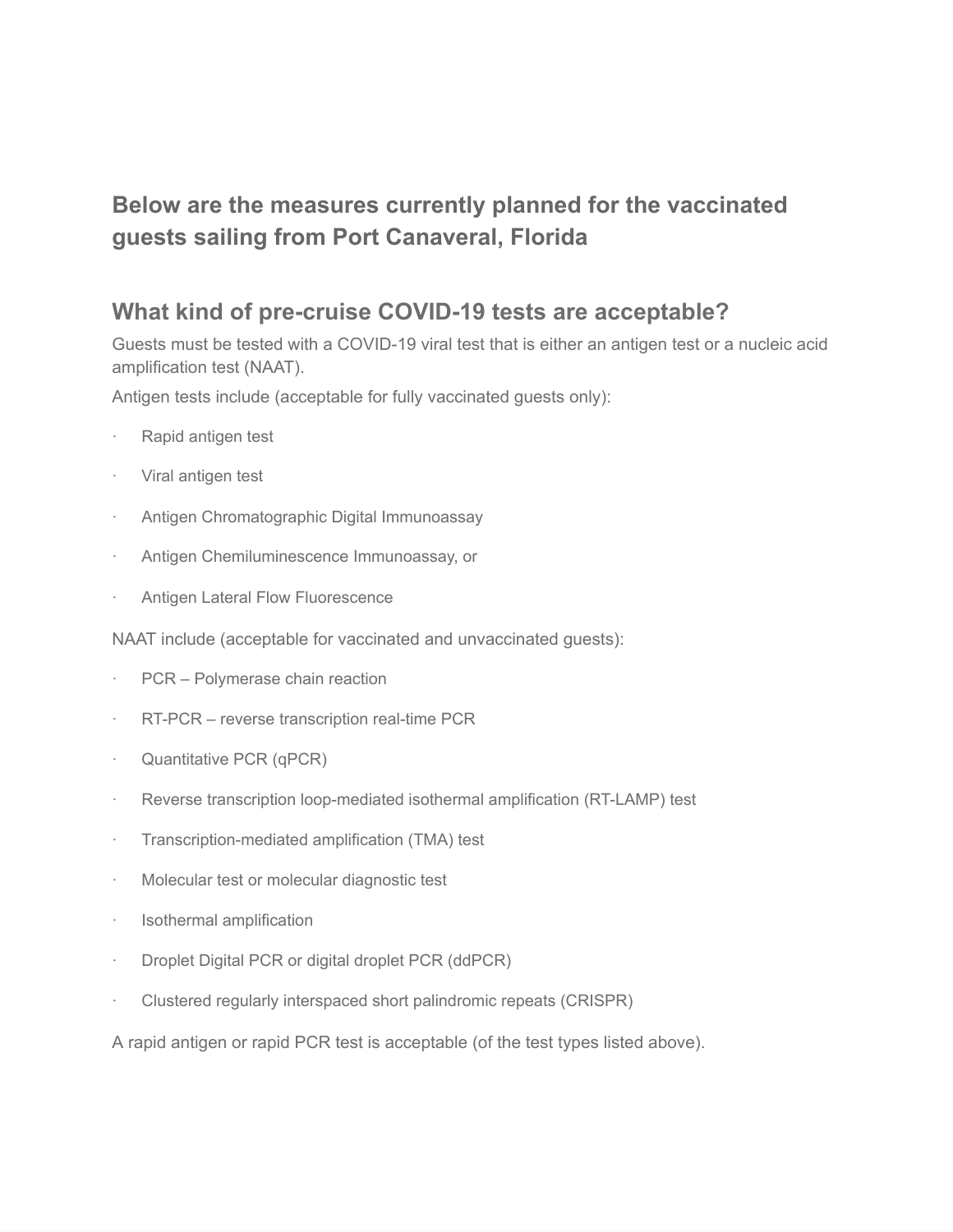## Below are the measures currently planned for the vaccinated guests sailing from Port Canaveral, Florida

## What kind of pre-cruise COVID-19 tests are acceptable?

Guests must be tested with a COVID-19 viral test that is either an antigen test or a nucleic acid amplification test (NAAT).

Antigen tests include (acceptable for fully vaccinated guests only):

- Rapid antigen test
- Viral antigen test
- Antigen Chromatographic Digital Immunoassay
- Antigen Chemiluminescence Immunoassay, or
- Antigen Lateral Flow Fluorescence

NAAT include (acceptable for vaccinated and unvaccinated guests):

- PCR – Polymerase chain reaction
- RT-PCR – reverse transcription real-time PCR
- Quantitative PCR (qPCR)
- Reverse transcription loop-mediated isothermal amplification (RT-LAMP) test
- Transcription-mediated amplification (TMA) test
- Molecular test or molecular diagnostic test
- Isothermal amplification
- Droplet Digital PCR or digital droplet PCR (ddPCR)
- Clustered regularly interspaced short palindromic repeats (CRISPR)

A rapid antigen or rapid PCR test is acceptable (of the test types listed above).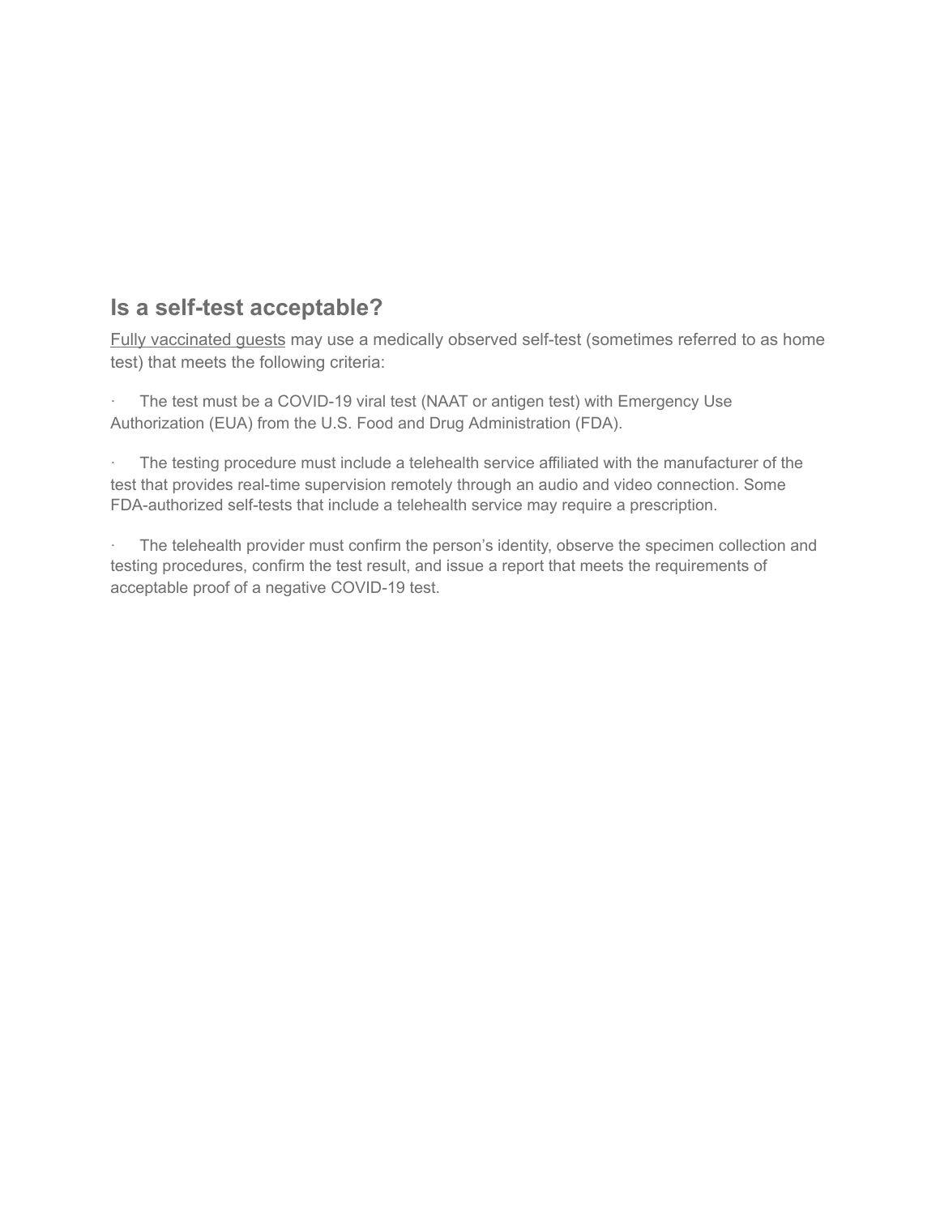## Is a self-test acceptable?

Fully vaccinated guests may use a medically observed self-test (sometimes referred to as home test) that meets the following criteria:

- The test must be a COVID-19 viral test (NAAT or antigen test) with Emergency Use Authorization (EUA) from the U.S. Food and Drug Administration (FDA).
- The testing procedure must include a telehealth service affiliated with the manufacturer of the test that provides real-time supervision remotely through an audio and video connection. Some FDA-authorized self-tests that include a telehealth service may require a prescription.
- The telehealth provider must confirm the person's identity, observe the specimen collection and testing procedures, confirm the test result, and issue a report that meets the requirements of acceptable proof of a negative COVID-19 test.